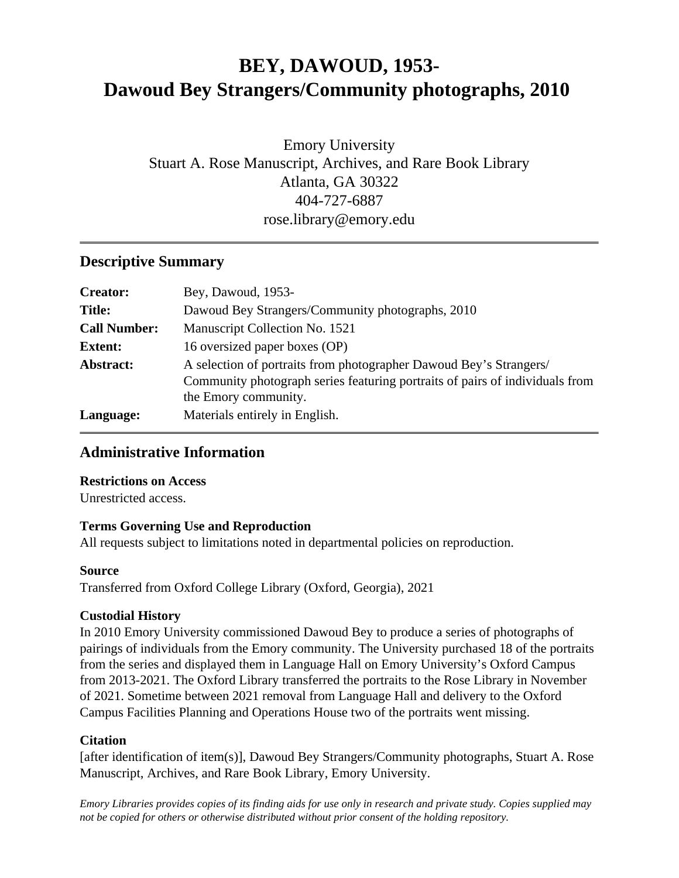# BEY, DAWOUD, 1953-
# Dawoud Bey Strangers/Community photographs, 2010

Emory University
Stuart A. Rose Manuscript, Archives, and Rare Book Library
Atlanta, GA 30322
404-727-6887
rose.library@emory.edu

## Descriptive Summary

| | |
|---|---|
| **Creator:** | Bey, Dawoud, 1953- |
| **Title:** | Dawoud Bey Strangers/Community photographs, 2010 |
| **Call Number:** | Manuscript Collection No. 1521 |
| **Extent:** | 16 oversized paper boxes (OP) |
| **Abstract:** | A selection of portraits from photographer Dawoud Bey's Strangers/ Community photograph series featuring portraits of pairs of individuals from the Emory community. |
| **Language:** | Materials entirely in English. |

## Administrative Information

**Restrictions on Access**
Unrestricted access.

**Terms Governing Use and Reproduction**
All requests subject to limitations noted in departmental policies on reproduction.

**Source**
Transferred from Oxford College Library (Oxford, Georgia), 2021

**Custodial History**
In 2010 Emory University commissioned Dawoud Bey to produce a series of photographs of pairings of individuals from the Emory community. The University purchased 18 of the portraits from the series and displayed them in Language Hall on Emory University's Oxford Campus from 2013-2021. The Oxford Library transferred the portraits to the Rose Library in November of 2021. Sometime between 2021 removal from Language Hall and delivery to the Oxford Campus Facilities Planning and Operations House two of the portraits went missing.

**Citation**
[after identification of item(s)], Dawoud Bey Strangers/Community photographs, Stuart A. Rose Manuscript, Archives, and Rare Book Library, Emory University.

*Emory Libraries provides copies of its finding aids for use only in research and private study. Copies supplied may not be copied for others or otherwise distributed without prior consent of the holding repository.*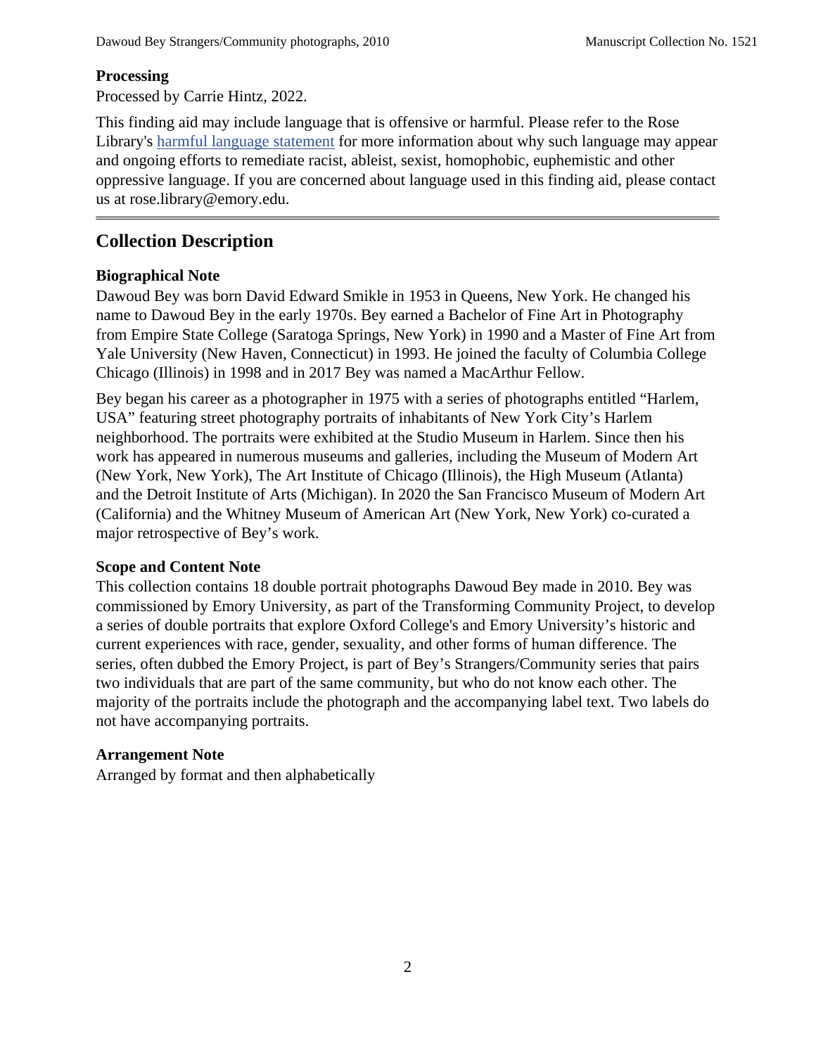### Processing

Processed by Carrie Hintz, 2022.

This finding aid may include language that is offensive or harmful. Please refer to the Rose Library's harmful language statement for more information about why such language may appear and ongoing efforts to remediate racist, ableist, sexist, homophobic, euphemistic and other oppressive language. If you are concerned about language used in this finding aid, please contact us at rose.library@emory.edu.

---

## Collection Description

### Biographical Note

Dawoud Bey was born David Edward Smikle in 1953 in Queens, New York. He changed his name to Dawoud Bey in the early 1970s. Bey earned a Bachelor of Fine Art in Photography from Empire State College (Saratoga Springs, New York) in 1990 and a Master of Fine Art from Yale University (New Haven, Connecticut) in 1993. He joined the faculty of Columbia College Chicago (Illinois) in 1998 and in 2017 Bey was named a MacArthur Fellow.

Bey began his career as a photographer in 1975 with a series of photographs entitled "Harlem, USA" featuring street photography portraits of inhabitants of New York City's Harlem neighborhood. The portraits were exhibited at the Studio Museum in Harlem. Since then his work has appeared in numerous museums and galleries, including the Museum of Modern Art (New York, New York), The Art Institute of Chicago (Illinois), the High Museum (Atlanta) and the Detroit Institute of Arts (Michigan). In 2020 the San Francisco Museum of Modern Art (California) and the Whitney Museum of American Art (New York, New York) co-curated a major retrospective of Bey's work.

### Scope and Content Note

This collection contains 18 double portrait photographs Dawoud Bey made in 2010. Bey was commissioned by Emory University, as part of the Transforming Community Project, to develop a series of double portraits that explore Oxford College's and Emory University's historic and current experiences with race, gender, sexuality, and other forms of human difference. The series, often dubbed the Emory Project, is part of Bey's Strangers/Community series that pairs two individuals that are part of the same community, but who do not know each other. The majority of the portraits include the photograph and the accompanying label text. Two labels do not have accompanying portraits.

### Arrangement Note

Arranged by format and then alphabetically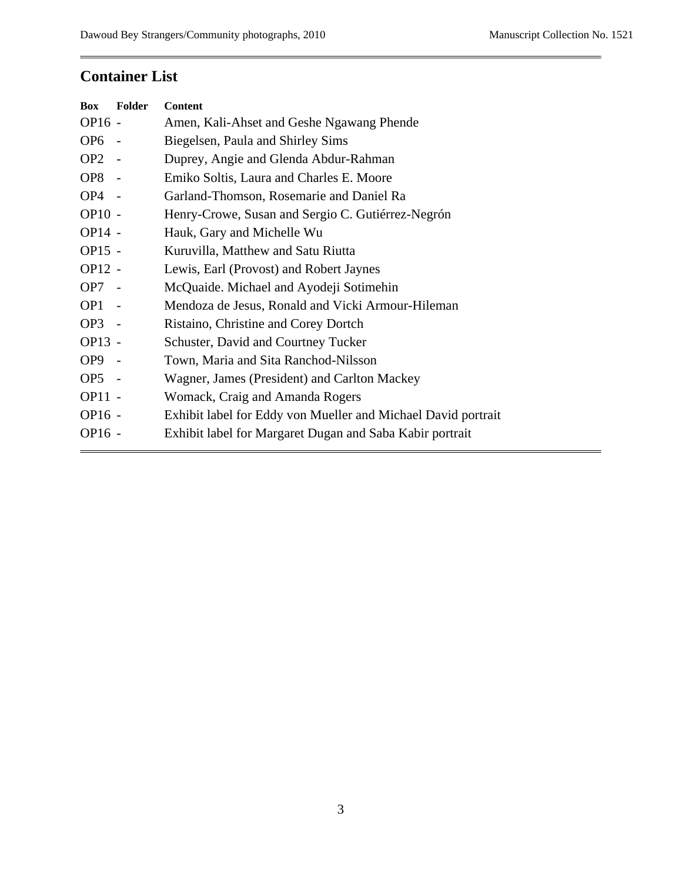## Container List

| Box | Folder | Content |
| --- | --- | --- |
| OP16 | - | Amen, Kali-Ahset and Geshe Ngawang Phende |
| OP6 | - | Biegelsen, Paula and Shirley Sims |
| OP2 | - | Duprey, Angie and Glenda Abdur-Rahman |
| OP8 | - | Emiko Soltis, Laura and Charles E. Moore |
| OP4 | - | Garland-Thomson, Rosemarie and Daniel Ra |
| OP10 | - | Henry-Crowe, Susan and Sergio C. Gutiérrez-Negrón |
| OP14 | - | Hauk, Gary and Michelle Wu |
| OP15 | - | Kuruvilla, Matthew and Satu Riutta |
| OP12 | - | Lewis, Earl (Provost) and Robert Jaynes |
| OP7 | - | McQuaide. Michael and Ayodeji Sotimehin |
| OP1 | - | Mendoza de Jesus, Ronald and Vicki Armour-Hileman |
| OP3 | - | Ristaino, Christine and Corey Dortch |
| OP13 | - | Schuster, David and Courtney Tucker |
| OP9 | - | Town, Maria and Sita Ranchod-Nilsson |
| OP5 | - | Wagner, James (President) and Carlton Mackey |
| OP11 | - | Womack, Craig and Amanda Rogers |
| OP16 | - | Exhibit label for Eddy von Mueller and Michael David portrait |
| OP16 | - | Exhibit label for Margaret Dugan and Saba Kabir portrait |